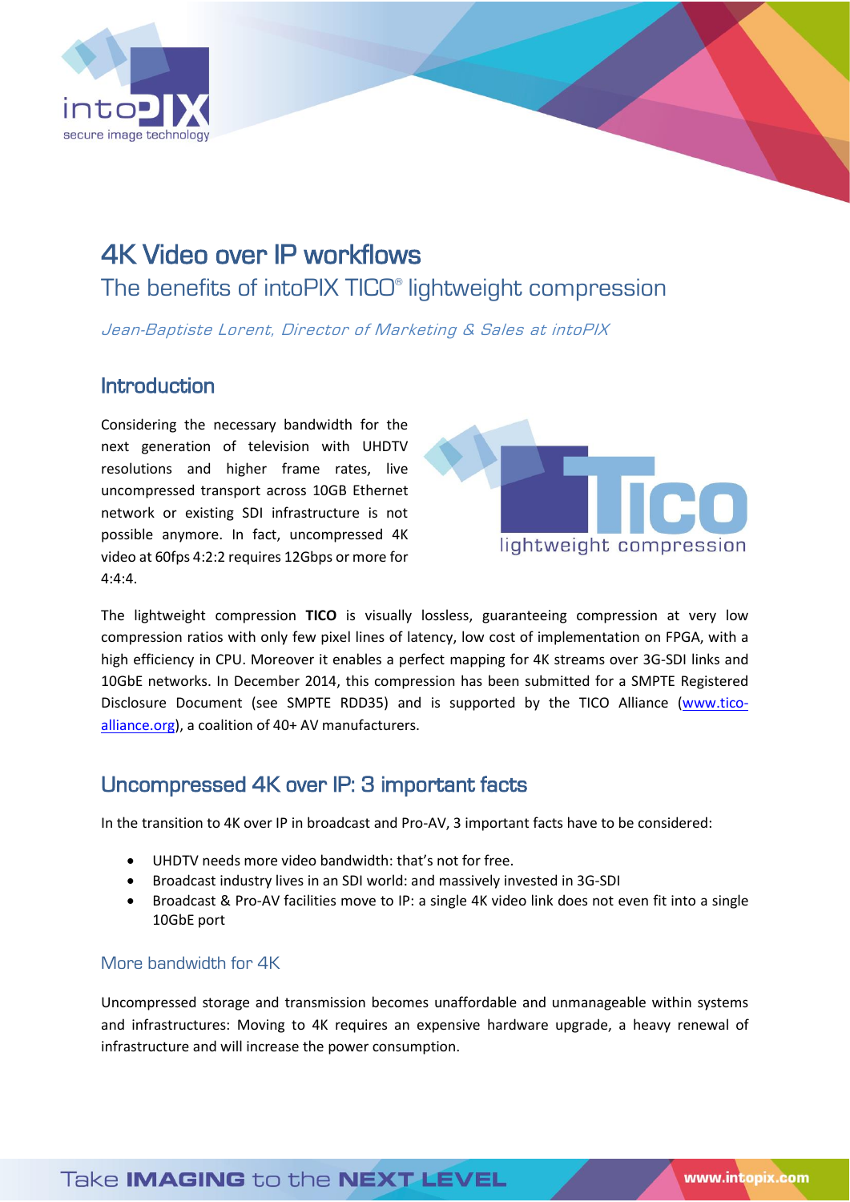# 4K Video over IP workflows

## The benefits of intoPIX TICO® lightweight compression

*Jean-Baptiste Lorent, Director of Marketing & Sales at intoPIX*

## Introduction

Considering the necessary bandwidth for the next generation of television with UHDTV resolutions and higher frame rates, live uncompressed transport across 10GB Ethernet network or existing SDI infrastructure is not possible anymore. In fact, uncompressed 4K video at 60fps 4:2:2 requires 12Gbps or more for 4:4:4.

The lightweight compression **TICO** is visually lossless, guaranteeing compression at very low compression ratios with only few pixel lines of latency, low cost of implementation on FPGA, with a high efficiency in CPU. Moreover it enables a perfect mapping for 4K streams over 3G-SDI links and 10GbE networks. In December 2014, this compression has been submitted for a SMPTE Registered Disclosure Document (see SMPTE RDD35) and is supported by the TICO Alliance (www.tico-alliance.org), a coalition of 40+ AV manufacturers.

## Uncompressed 4K over IP: 3 important facts

In the transition to 4K over IP in broadcast and Pro-AV, 3 important facts have to be considered:

- UHDTV needs more video bandwidth: that's not for free.
- Broadcast industry lives in an SDI world: and massively invested in 3G-SDI
- Broadcast & Pro-AV facilities move to IP: a single 4K video link does not even fit into a single 10GbE port

### More bandwidth for 4K

Uncompressed storage and transmission becomes unaffordable and unmanageable within systems and infrastructures: Moving to 4K requires an expensive hardware upgrade, a heavy renewal of infrastructure and will increase the power consumption.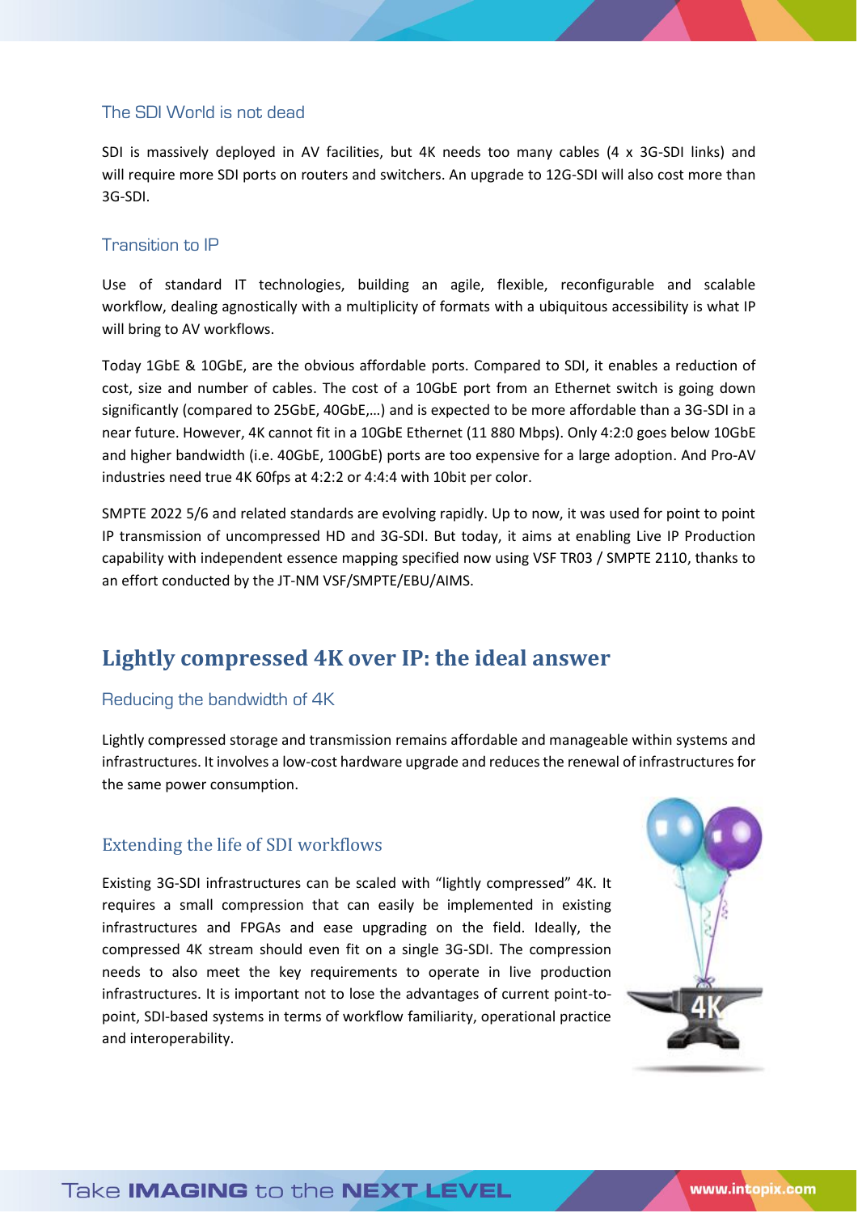### The SDI World is not dead

SDI is massively deployed in AV facilities, but 4K needs too many cables (4 x 3G-SDI links) and will require more SDI ports on routers and switchers. An upgrade to 12G-SDI will also cost more than 3G-SDI.

### Transition to IP

Use of standard IT technologies, building an agile, flexible, reconfigurable and scalable workflow, dealing agnostically with a multiplicity of formats with a ubiquitous accessibility is what IP will bring to AV workflows.

Today 1GbE & 10GbE, are the obvious affordable ports. Compared to SDI, it enables a reduction of cost, size and number of cables. The cost of a 10GbE port from an Ethernet switch is going down significantly (compared to 25GbE, 40GbE,…) and is expected to be more affordable than a 3G-SDI in a near future. However, 4K cannot fit in a 10GbE Ethernet (11 880 Mbps). Only 4:2:0 goes below 10GbE and higher bandwidth (i.e. 40GbE, 100GbE) ports are too expensive for a large adoption. And Pro-AV industries need true 4K 60fps at 4:2:2 or 4:4:4 with 10bit per color.

SMPTE 2022 5/6 and related standards are evolving rapidly. Up to now, it was used for point to point IP transmission of uncompressed HD and 3G-SDI. But today, it aims at enabling Live IP Production capability with independent essence mapping specified now using VSF TR03 / SMPTE 2110, thanks to an effort conducted by the JT-NM VSF/SMPTE/EBU/AIMS.

## Lightly compressed 4K over IP: the ideal answer

### Reducing the bandwidth of 4K

Lightly compressed storage and transmission remains affordable and manageable within systems and infrastructures. It involves a low-cost hardware upgrade and reduces the renewal of infrastructures for the same power consumption.

### Extending the life of SDI workflows

Existing 3G-SDI infrastructures can be scaled with "lightly compressed" 4K. It requires a small compression that can easily be implemented in existing infrastructures and FPGAs and ease upgrading on the field. Ideally, the compressed 4K stream should even fit on a single 3G-SDI. The compression needs to also meet the key requirements to operate in live production infrastructures. It is important not to lose the advantages of current point-to-point, SDI-based systems in terms of workflow familiarity, operational practice and interoperability.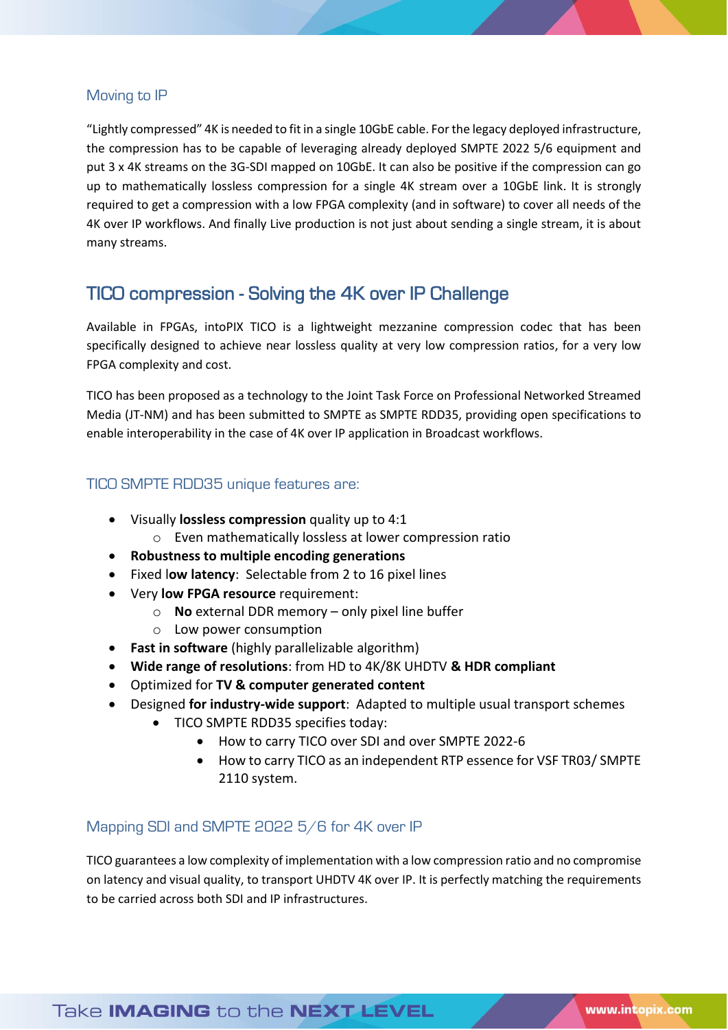### Moving to IP

"Lightly compressed" 4K is needed to fit in a single 10GbE cable. For the legacy deployed infrastructure, the compression has to be capable of leveraging already deployed SMPTE 2022 5/6 equipment and put 3 x 4K streams on the 3G-SDI mapped on 10GbE. It can also be positive if the compression can go up to mathematically lossless compression for a single 4K stream over a 10GbE link. It is strongly required to get a compression with a low FPGA complexity (and in software) to cover all needs of the 4K over IP workflows. And finally Live production is not just about sending a single stream, it is about many streams.

## TICO compression - Solving the 4K over IP Challenge

Available in FPGAs, intoPIX TICO is a lightweight mezzanine compression codec that has been specifically designed to achieve near lossless quality at very low compression ratios, for a very low FPGA complexity and cost.

TICO has been proposed as a technology to the Joint Task Force on Professional Networked Streamed Media (JT-NM) and has been submitted to SMPTE as SMPTE RDD35, providing open specifications to enable interoperability in the case of 4K over IP application in Broadcast workflows.

### TICO SMPTE RDD35 unique features are:

- Visually **lossless compression** quality up to 4:1
  - Even mathematically lossless at lower compression ratio
- **Robustness to multiple encoding generations**
- Fixed l**ow latency**: Selectable from 2 to 16 pixel lines
- Very **low FPGA resource** requirement:
  - **No** external DDR memory – only pixel line buffer
  - Low power consumption
- **Fast in software** (highly parallelizable algorithm)
- **Wide range of resolutions**: from HD to 4K/8K UHDTV **& HDR compliant**
- Optimized for **TV & computer generated content**
- Designed **for industry-wide support**: Adapted to multiple usual transport schemes
  - TICO SMPTE RDD35 specifies today:
    - How to carry TICO over SDI and over SMPTE 2022-6
    - How to carry TICO as an independent RTP essence for VSF TR03/ SMPTE 2110 system.

### Mapping SDI and SMPTE 2022 5/6 for 4K over IP

TICO guarantees a low complexity of implementation with a low compression ratio and no compromise on latency and visual quality, to transport UHDTV 4K over IP. It is perfectly matching the requirements to be carried across both SDI and IP infrastructures.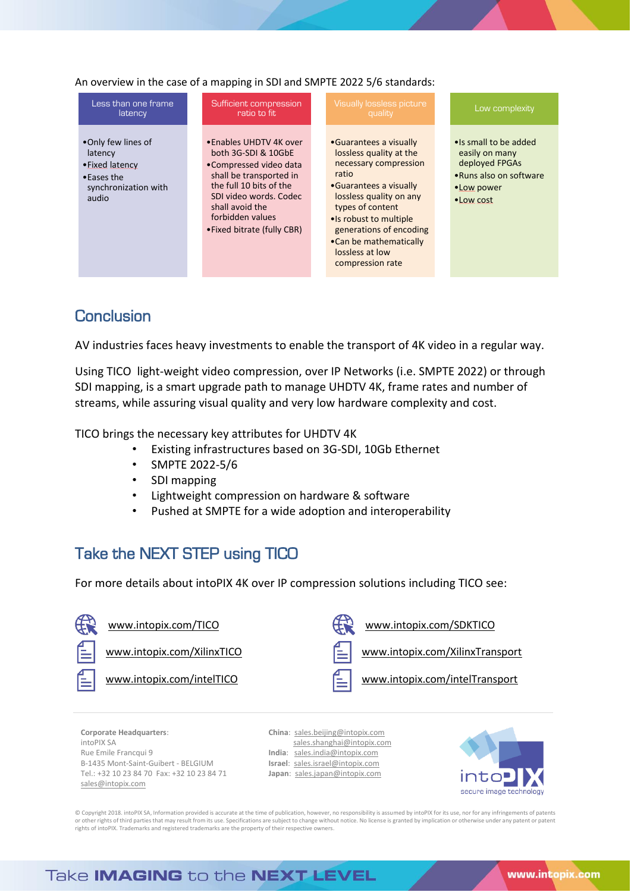An overview in the case of a mapping in SDI and SMPTE 2022 5/6 standards:

| Less than one frame latency | Sufficient compression ratio to fit | Visually lossless picture quality | Low complexity |
|---|---|---|---|
| • Only few lines of latency<br>• Fixed latency<br>• Eases the synchronization with audio | • Enables UHDTV 4K over both 3G-SDI & 10GbE<br>• Compressed video data shall be transported in the full 10 bits of the SDI video words. Codec shall avoid the forbidden values<br>• Fixed bitrate (fully CBR) | • Guarantees a visually lossless quality at the necessary compression ratio<br>• Guarantees a visually lossless quality on any types of content<br>• Is robust to multiple generations of encoding<br>• Can be mathematically lossless at low compression rate | • Is small to be added easily on many deployed FPGAs<br>• Runs also on software<br>• Low power<br>• Low cost |

## Conclusion

AV industries faces heavy investments to enable the transport of 4K video in a regular way.

Using TICO light-weight video compression, over IP Networks (i.e. SMPTE 2022) or through SDI mapping, is a smart upgrade path to manage UHDTV 4K, frame rates and number of streams, while assuring visual quality and very low hardware complexity and cost.

TICO brings the necessary key attributes for UHDTV 4K

- Existing infrastructures based on 3G-SDI, 10Gb Ethernet
- SMPTE 2022-5/6
- SDI mapping
- Lightweight compression on hardware & software
- Pushed at SMPTE for a wide adoption and interoperability

## Take the NEXT STEP using TICO

For more details about intoPIX 4K over IP compression solutions including TICO see:

- www.intopix.com/TICO
- www.intopix.com/XilinxTICO
- www.intopix.com/intelTICO
- www.intopix.com/SDKTICO
- www.intopix.com/XilinxTransport
- www.intopix.com/intelTransport

**Corporate Headquarters**:
intoPIX SA
Rue Emile Francqui 9
B-1435 Mont-Saint-Guibert - BELGIUM
Tel.: +32 10 23 84 70 Fax: +32 10 23 84 71
sales@intopix.com

**China**: sales.beijing@intopix.com
sales.shanghai@intopix.com
**India**: sales.india@intopix.com
**Israel**: sales.israel@intopix.com
**Japan**: sales.japan@intopix.com

intoPIX
secure image technology

© Copyright 2018. intoPIX SA, Information provided is accurate at the time of publication, however, no responsibility is assumed by intoPIX for its use, nor for any infringements of patents or other rights of third parties that may result from its use. Specifications are subject to change without notice. No license is granted by implication or otherwise under any patent or patent rights of intoPIX. Trademarks and registered trademarks are the property of their respective owners.

Take **IMAGING** to the **NEXT LEVEL** www.intopix.com